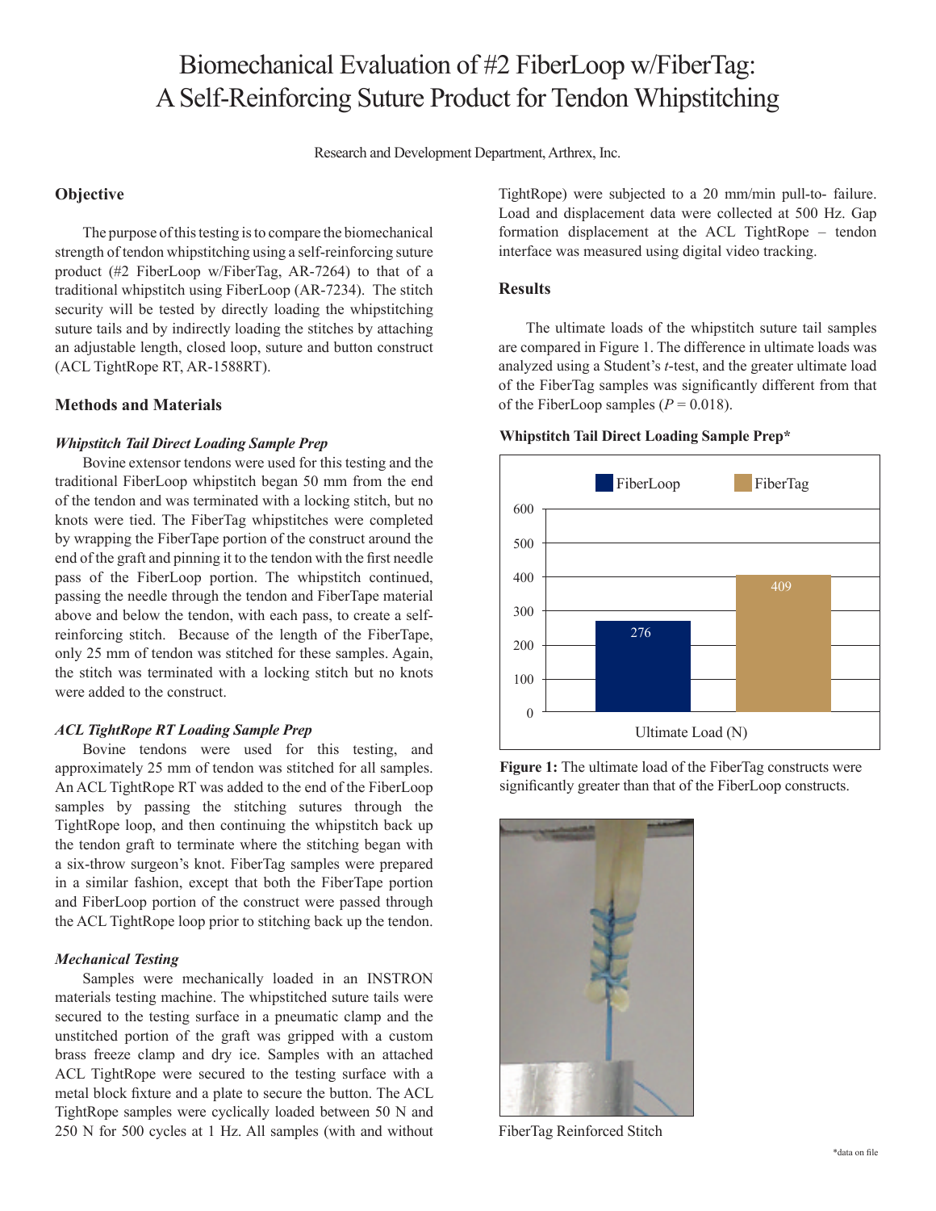# Biomechanical Evaluation of #2 FiberLoop w/FiberTag: A Self-Reinforcing Suture Product for Tendon Whipstitching

Research and Development Department, Arthrex, Inc.

## Objective

The purpose of this testing is to compare the biomechanical strength of tendon whipstitching using a self-reinforcing suture product (#2 FiberLoop w/FiberTag, AR-7264) to that of a traditional whipstitch using FiberLoop (AR-7234). The stitch security will be tested by directly loading the whipstitching suture tails and by indirectly loading the stitches by attaching an adjustable length, closed loop, suture and button construct (ACL TightRope RT, AR-1588RT).

## Methods and Materials

### *Whipstitch Tail Direct Loading Sample Prep*

Bovine extensor tendons were used for this testing and the traditional FiberLoop whipstitch began 50 mm from the end of the tendon and was terminated with a locking stitch, but no knots were tied. The FiberTag whipstitches were completed by wrapping the FiberTape portion of the construct around the end of the graft and pinning it to the tendon with the first needle pass of the FiberLoop portion. The whipstitch continued, passing the needle through the tendon and FiberTape material above and below the tendon, with each pass, to create a self-reinforcing stitch. Because of the length of the FiberTape, only 25 mm of tendon was stitched for these samples. Again, the stitch was terminated with a locking stitch but no knots were added to the construct.

### *ACL TightRope RT Loading Sample Prep*

Bovine tendons were used for this testing, and approximately 25 mm of tendon was stitched for all samples. An ACL TightRope RT was added to the end of the FiberLoop samples by passing the stitching sutures through the TightRope loop, and then continuing the whipstitch back up the tendon graft to terminate where the stitching began with a six-throw surgeon's knot. FiberTag samples were prepared in a similar fashion, except that both the FiberTape portion and FiberLoop portion of the construct were passed through the ACL TightRope loop prior to stitching back up the tendon.

### *Mechanical Testing*

Samples were mechanically loaded in an INSTRON materials testing machine. The whipstitched suture tails were secured to the testing surface in a pneumatic clamp and the unstitched portion of the graft was gripped with a custom brass freeze clamp and dry ice. Samples with an attached ACL TightRope were secured to the testing surface with a metal block fixture and a plate to secure the button. The ACL TightRope samples were cyclically loaded between 50 N and 250 N for 500 cycles at 1 Hz. All samples (with and without TightRope) were subjected to a 20 mm/min pull-to- failure. Load and displacement data were collected at 500 Hz. Gap formation displacement at the ACL TightRope – tendon interface was measured using digital video tracking.

## Results

The ultimate loads of the whipstitch suture tail samples are compared in Figure 1. The difference in ultimate loads was analyzed using a Student's *t*-test, and the greater ultimate load of the FiberTag samples was significantly different from that of the FiberLoop samples ($P = 0.018$).

**Whipstitch Tail Direct Loading Sample Prep***

| Ultimate Load (N) | FiberLoop | FiberTag |
| --- | --- | --- |
| | 276 | 409 |

**Figure 1:** The ultimate load of the FiberTag constructs were significantly greater than that of the FiberLoop constructs.

FiberTag Reinforced Stitch

*data on file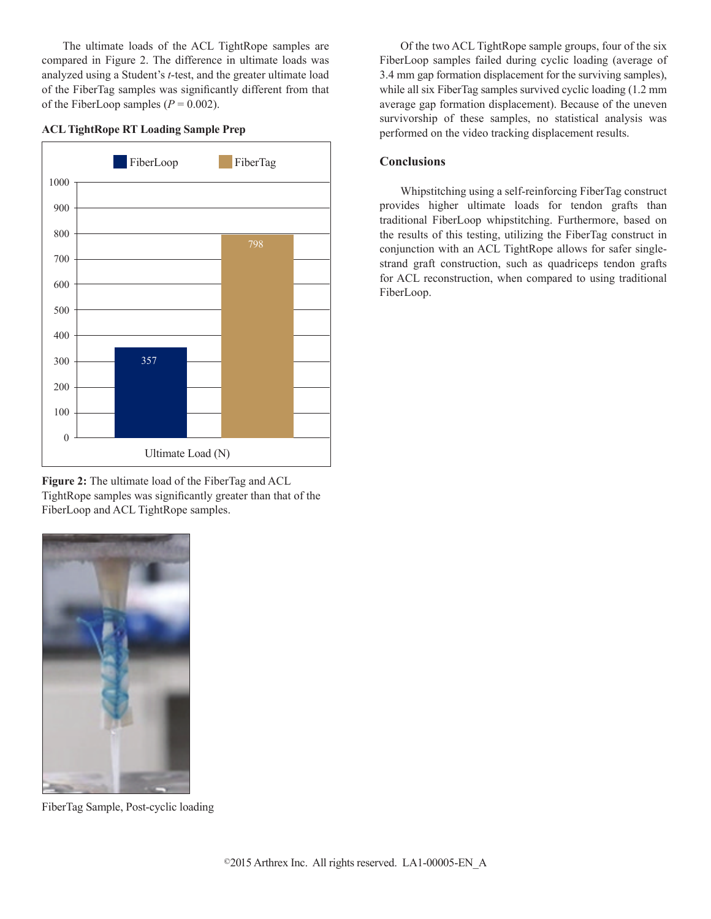The ultimate loads of the ACL TightRope samples are compared in Figure 2. The difference in ultimate loads was analyzed using a Student's *t*-test, and the greater ultimate load of the FiberTag samples was significantly different from that of the FiberLoop samples ($P = 0.002$).

**ACL TightRope RT Loading Sample Prep**

FiberLoop
FiberTag
1000
900
800
700
600
500
400
300
200
100
0
357
798
Ultimate Load (N)

**Figure 2:** The ultimate load of the FiberTag and ACL TightRope samples was significantly greater than that of the FiberLoop and ACL TightRope samples.

FiberTag Sample, Post-cyclic loading

Of the two ACL TightRope sample groups, four of the six FiberLoop samples failed during cyclic loading (average of 3.4 mm gap formation displacement for the surviving samples), while all six FiberTag samples survived cyclic loading (1.2 mm average gap formation displacement). Because of the uneven survivorship of these samples, no statistical analysis was performed on the video tracking displacement results.

## Conclusions

Whipstitching using a self-reinforcing FiberTag construct provides higher ultimate loads for tendon grafts than traditional FiberLoop whipstitching. Furthermore, based on the results of this testing, utilizing the FiberTag construct in conjunction with an ACL TightRope allows for safer single-strand graft construction, such as quadriceps tendon grafts for ACL reconstruction, when compared to using traditional FiberLoop.

©2015 Arthrex Inc. All rights reserved. LA1-00005-EN_A